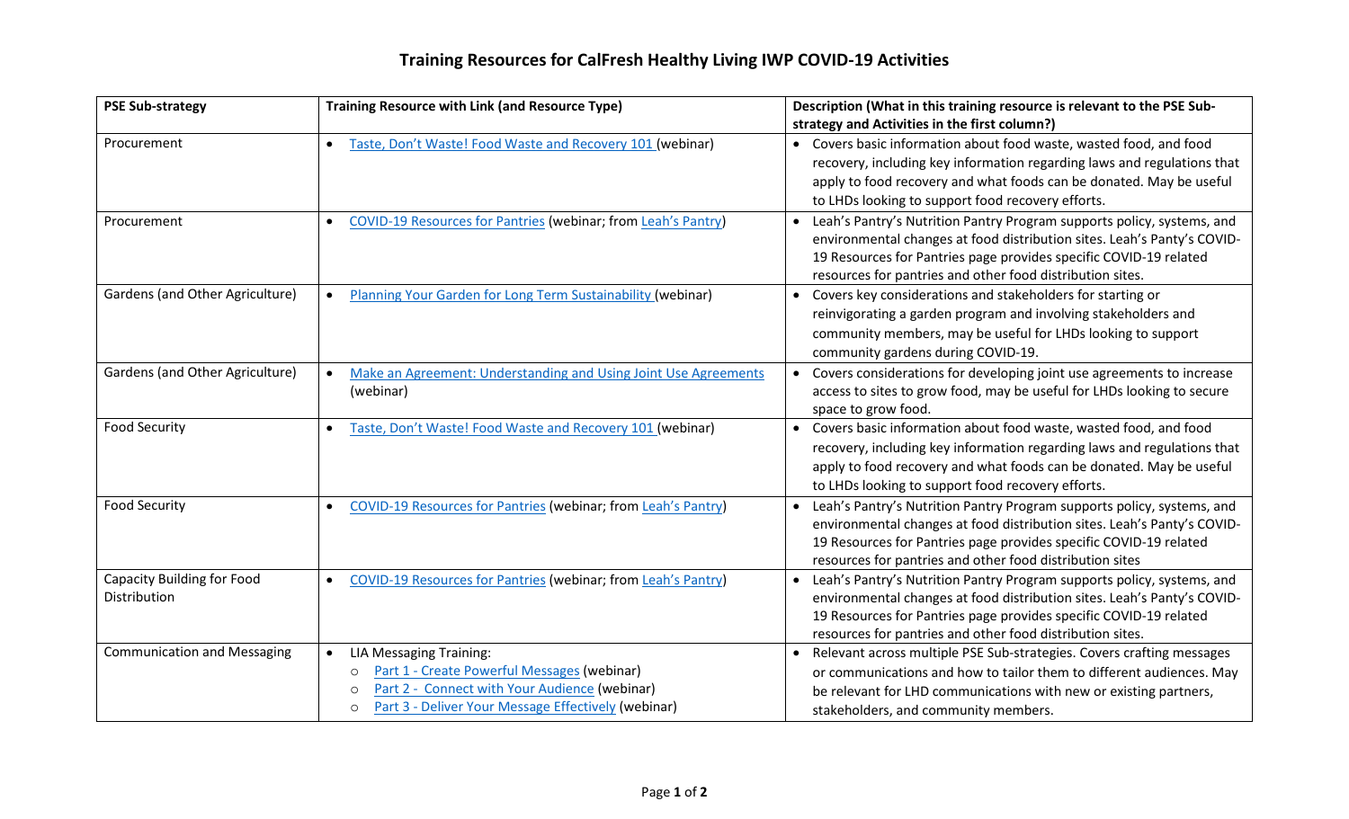# Training Resources for CalFresh Healthy Living IWP COVID-19 Activities

| PSE Sub-strategy | Training Resource with Link (and Resource Type) | Description (What in this training resource is relevant to the PSE Sub-strategy and Activities in the first column?) |
|---|---|---|
| Procurement | • Taste, Don't Waste! Food Waste and Recovery 101 (webinar) | • Covers basic information about food waste, wasted food, and food recovery, including key information regarding laws and regulations that apply to food recovery and what foods can be donated. May be useful to LHDs looking to support food recovery efforts. |
| Procurement | • COVID-19 Resources for Pantries (webinar; from Leah's Pantry) | • Leah's Pantry's Nutrition Pantry Program supports policy, systems, and environmental changes at food distribution sites. Leah's Panty's COVID-19 Resources for Pantries page provides specific COVID-19 related resources for pantries and other food distribution sites. |
| Gardens (and Other Agriculture) | • Planning Your Garden for Long Term Sustainability (webinar) | • Covers key considerations and stakeholders for starting or reinvigorating a garden program and involving stakeholders and community members, may be useful for LHDs looking to support community gardens during COVID-19. |
| Gardens (and Other Agriculture) | • Make an Agreement: Understanding and Using Joint Use Agreements (webinar) | • Covers considerations for developing joint use agreements to increase access to sites to grow food, may be useful for LHDs looking to secure space to grow food. |
| Food Security | • Taste, Don't Waste! Food Waste and Recovery 101 (webinar) | • Covers basic information about food waste, wasted food, and food recovery, including key information regarding laws and regulations that apply to food recovery and what foods can be donated. May be useful to LHDs looking to support food recovery efforts. |
| Food Security | • COVID-19 Resources for Pantries (webinar; from Leah's Pantry) | • Leah's Pantry's Nutrition Pantry Program supports policy, systems, and environmental changes at food distribution sites. Leah's Panty's COVID-19 Resources for Pantries page provides specific COVID-19 related resources for pantries and other food distribution sites |
| Capacity Building for Food Distribution | • COVID-19 Resources for Pantries (webinar; from Leah's Pantry) | • Leah's Pantry's Nutrition Pantry Program supports policy, systems, and environmental changes at food distribution sites. Leah's Panty's COVID-19 Resources for Pantries page provides specific COVID-19 related resources for pantries and other food distribution sites. |
| Communication and Messaging | • LIA Messaging Training:<br>◦ Part 1 - Create Powerful Messages (webinar)<br>◦ Part 2 - Connect with Your Audience (webinar)<br>◦ Part 3 - Deliver Your Message Effectively (webinar) | • Relevant across multiple PSE Sub-strategies. Covers crafting messages or communications and how to tailor them to different audiences. May be relevant for LHD communications with new or existing partners, stakeholders, and community members. |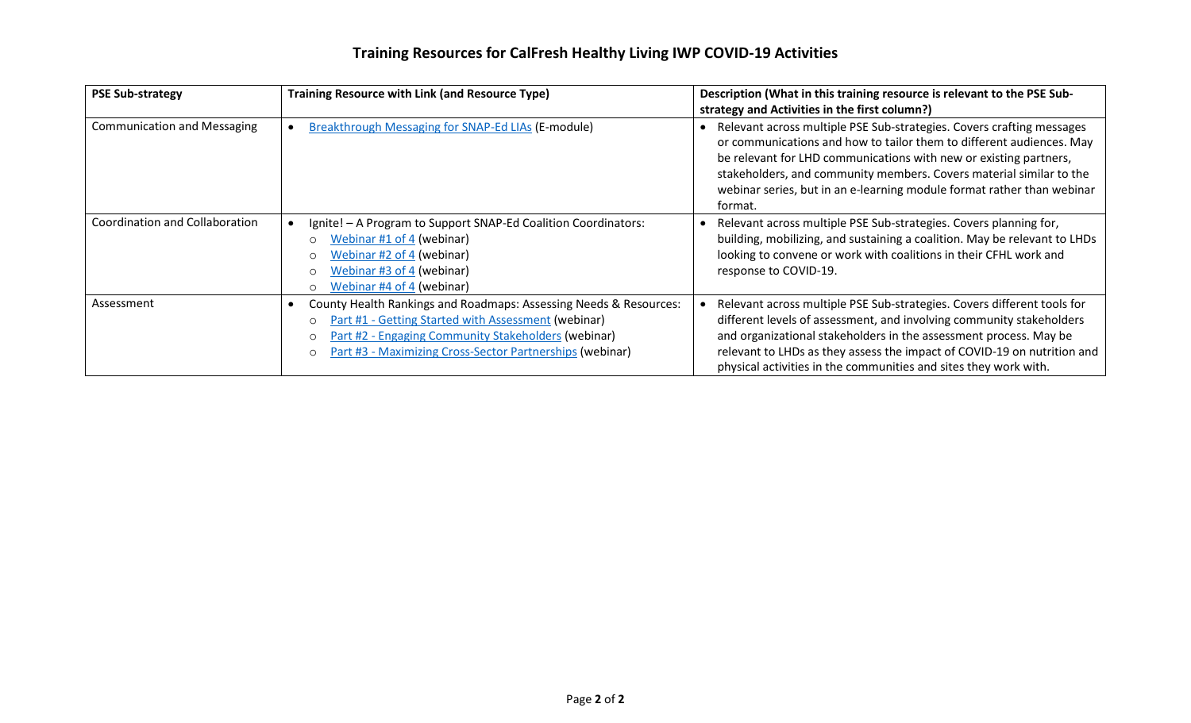# Training Resources for CalFresh Healthy Living IWP COVID-19 Activities

| PSE Sub-strategy | Training Resource with Link (and Resource Type) | Description (What in this training resource is relevant to the PSE Sub-strategy and Activities in the first column?) |
|---|---|---|
| Communication and Messaging | • Breakthrough Messaging for SNAP-Ed LIAs (E-module) | • Relevant across multiple PSE Sub-strategies. Covers crafting messages or communications and how to tailor them to different audiences. May be relevant for LHD communications with new or existing partners, stakeholders, and community members. Covers material similar to the webinar series, but in an e-learning module format rather than webinar format. |
| Coordination and Collaboration | • Ignite! – A Program to Support SNAP-Ed Coalition Coordinators:<br>○ Webinar #1 of 4 (webinar)<br>○ Webinar #2 of 4 (webinar)<br>○ Webinar #3 of 4 (webinar)<br>○ Webinar #4 of 4 (webinar) | • Relevant across multiple PSE Sub-strategies. Covers planning for, building, mobilizing, and sustaining a coalition. May be relevant to LHDs looking to convene or work with coalitions in their CFHL work and response to COVID-19. |
| Assessment | • County Health Rankings and Roadmaps: Assessing Needs & Resources:<br>○ Part #1 - Getting Started with Assessment (webinar)<br>○ Part #2 - Engaging Community Stakeholders (webinar)<br>○ Part #3 - Maximizing Cross-Sector Partnerships (webinar) | • Relevant across multiple PSE Sub-strategies. Covers different tools for different levels of assessment, and involving community stakeholders and organizational stakeholders in the assessment process. May be relevant to LHDs as they assess the impact of COVID-19 on nutrition and physical activities in the communities and sites they work with. |